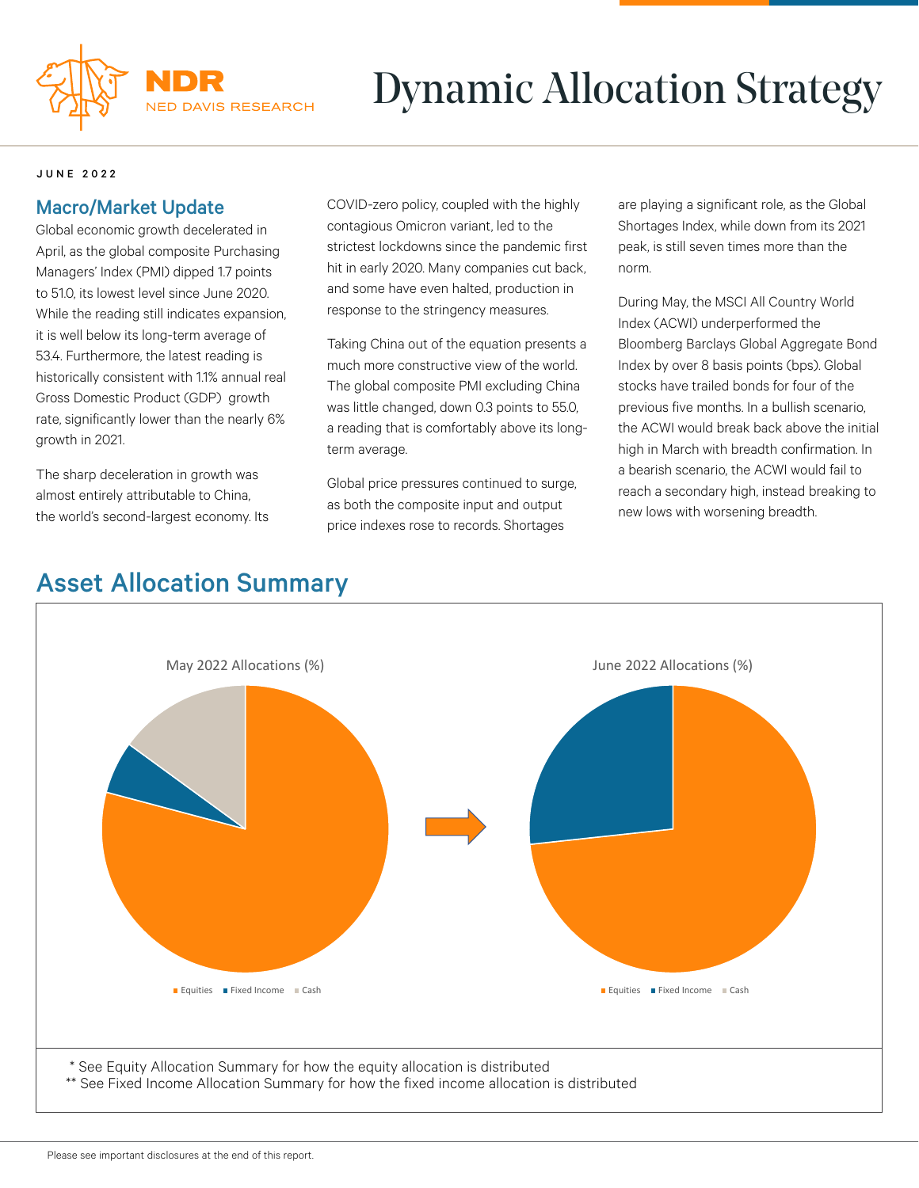# Dynamic Allocation Strategy

JUNE 2022

## Macro/Market Update

Global economic growth decelerated in April, as the global composite Purchasing Managers' Index (PMI) dipped 1.7 points to 51.0, its lowest level since June 2020. While the reading still indicates expansion, it is well below its long-term average of 53.4. Furthermore, the latest reading is historically consistent with 1.1% annual real Gross Domestic Product (GDP) growth rate, significantly lower than the nearly 6% growth in 2021.

The sharp deceleration in growth was almost entirely attributable to China, the world's second-largest economy. Its COVID-zero policy, coupled with the highly contagious Omicron variant, led to the strictest lockdowns since the pandemic first hit in early 2020. Many companies cut back, and some have even halted, production in response to the stringency measures.

Taking China out of the equation presents a much more constructive view of the world. The global composite PMI excluding China was little changed, down 0.3 points to 55.0, a reading that is comfortably above its long-term average.

Global price pressures continued to surge, as both the composite input and output price indexes rose to records. Shortages are playing a significant role, as the Global Shortages Index, while down from its 2021 peak, is still seven times more than the norm.

During May, the MSCI All Country World Index (ACWI) underperformed the Bloomberg Barclays Global Aggregate Bond Index by over 8 basis points (bps). Global stocks have trailed bonds for four of the previous five months. In a bullish scenario, the ACWI would break back above the initial high in March with breadth confirmation. In a bearish scenario, the ACWI would fail to reach a secondary high, instead breaking to new lows with worsening breadth.

## Asset Allocation Summary

May 2022 Allocations (%)

Equities | Fixed Income | Cash

June 2022 Allocations (%)

Equities | Fixed Income | Cash

\* See Equity Allocation Summary for how the equity allocation is distributed

\*\* See Fixed Income Allocation Summary for how the fixed income allocation is distributed

Please see important disclosures at the end of this report.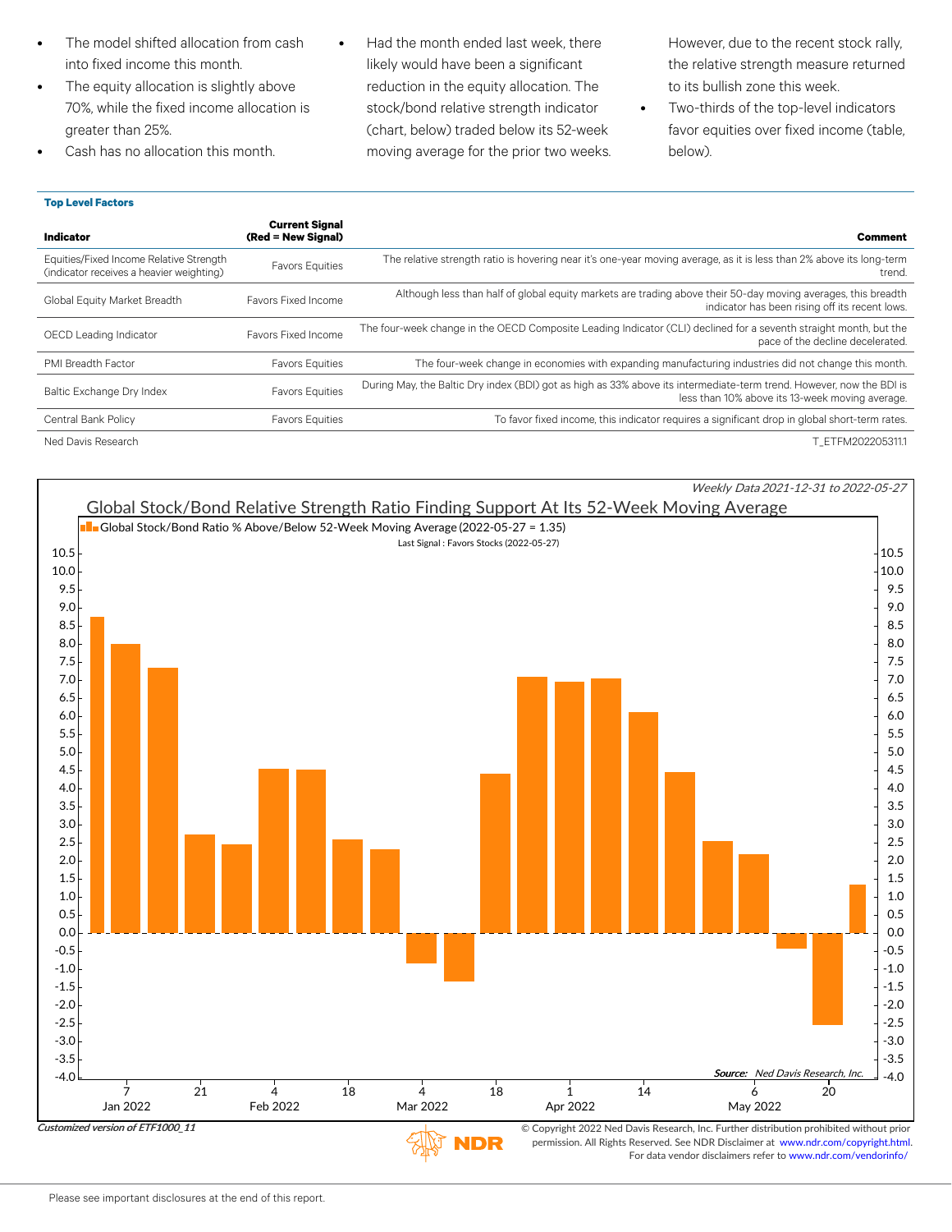- The model shifted allocation from cash into fixed income this month.
- The equity allocation is slightly above 70%, while the fixed income allocation is greater than 25%.
- Cash has no allocation this month.
- Had the month ended last week, there likely would have been a significant reduction in the equity allocation. The stock/bond relative strength indicator (chart, below) traded below its 52-week moving average for the prior two weeks. However, due to the recent stock rally, the relative strength measure returned to its bullish zone this week.
- Two-thirds of the top-level indicators favor equities over fixed income (table, below).

**Top Level Factors**

| Indicator | Current Signal (Red = New Signal) | Comment |
|---|---|---|
| Equities/Fixed Income Relative Strength (indicator receives a heavier weighting) | Favors Equities | The relative strength ratio is hovering near it's one-year moving average, as it is less than 2% above its long-term trend. |
| Global Equity Market Breadth | Favors Fixed Income | Although less than half of global equity markets are trading above their 50-day moving averages, this breadth indicator has been rising off its recent lows. |
| OECD Leading Indicator | Favors Fixed Income | The four-week change in the OECD Composite Leading Indicator (CLI) declined for a seventh straight month, but the pace of the decline decelerated. |
| PMI Breadth Factor | Favors Equities | The four-week change in economies with expanding manufacturing industries did not change this month. |
| Baltic Exchange Dry Index | Favors Equities | During May, the Baltic Dry index (BDI) got as high as 33% above its intermediate-term trend. However, now the BDI is less than 10% above its 13-week moving average. |
| Central Bank Policy | Favors Equities | To favor fixed income, this indicator requires a significant drop in global short-term rates. |

Ned Davis Research T_ETFM20220531.1

*Weekly Data 2021-12-31 to 2022-05-27*

Global Stock/Bond Relative Strength Ratio Finding Support At Its 52-Week Moving Average

Global Stock/Bond Ratio % Above/Below 52-Week Moving Average (2022-05-27 = 1.35)

Last Signal : Favors Stocks (2022-05-27)

*Source: Ned Davis Research, Inc.*

*Customized version of ETF1000_11*

© Copyright 2022 Ned Davis Research, Inc. Further distribution prohibited without prior permission. All Rights Reserved. See NDR Disclaimer at www.ndr.com/copyright.html. For data vendor disclaimers refer to www.ndr.com/vendorinfo/

Please see important disclosures at the end of this report.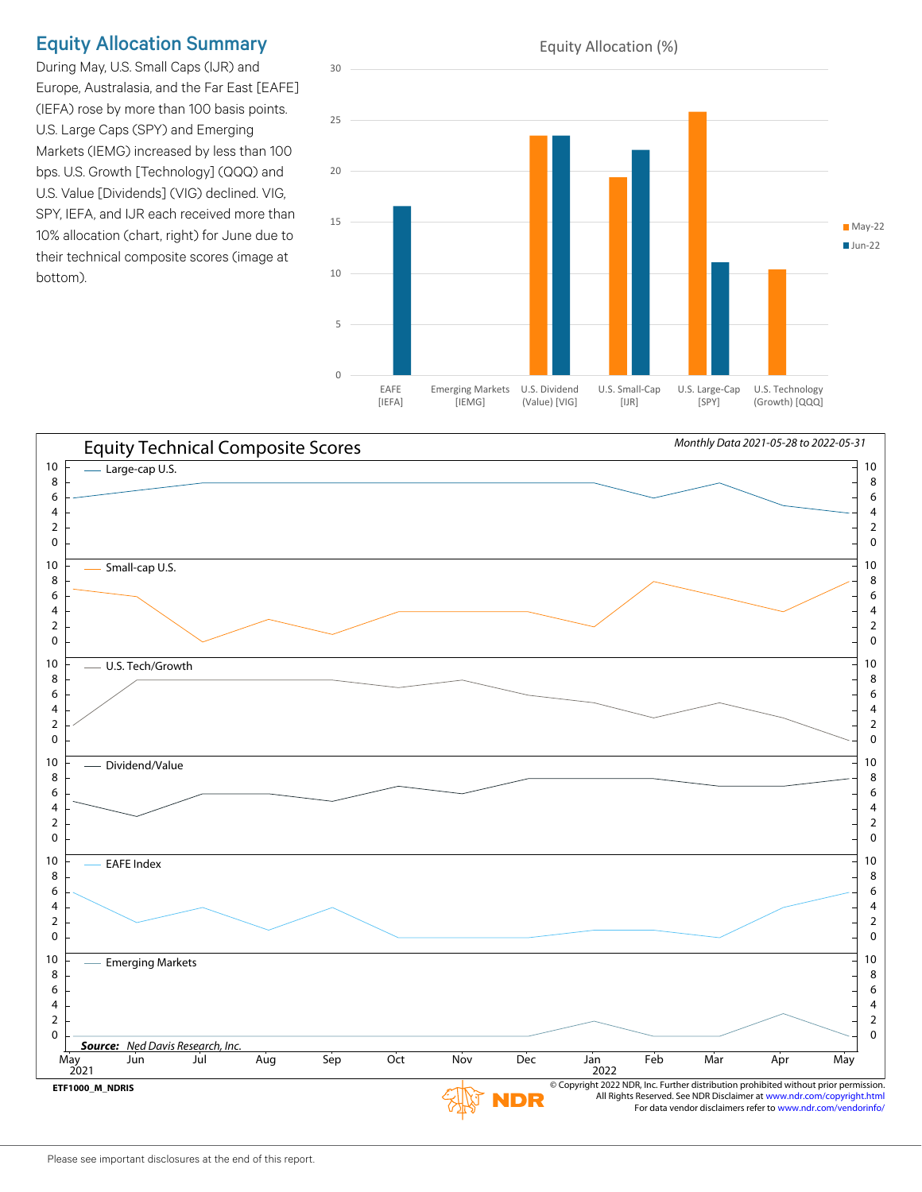## Equity Allocation Summary

During May, U.S. Small Caps (IJR) and Europe, Australasia, and the Far East [EAFE] (IEFA) rose by more than 100 basis points. U.S. Large Caps (SPY) and Emerging Markets (IEMG) increased by less than 100 bps. U.S. Growth [Technology] (QQQ) and U.S. Value [Dividends] (VIG) declined. VIG, SPY, IEFA, and IJR each received more than 10% allocation (chart, right) for June due to their technical composite scores (image at bottom).

Equity Allocation (%)

Equity Technical Composite Scores

*Monthly Data 2021-05-28 to 2022-05-31*

***Source:*** *Ned Davis Research, Inc.*

ETF1000_M_NDRIS

© Copyright 2022 NDR, Inc. Further distribution prohibited without prior permission. All Rights Reserved. See NDR Disclaimer at www.ndr.com/copyright.html
For data vendor disclaimers refer to www.ndr.com/vendorinfo/

Please see important disclosures at the end of this report.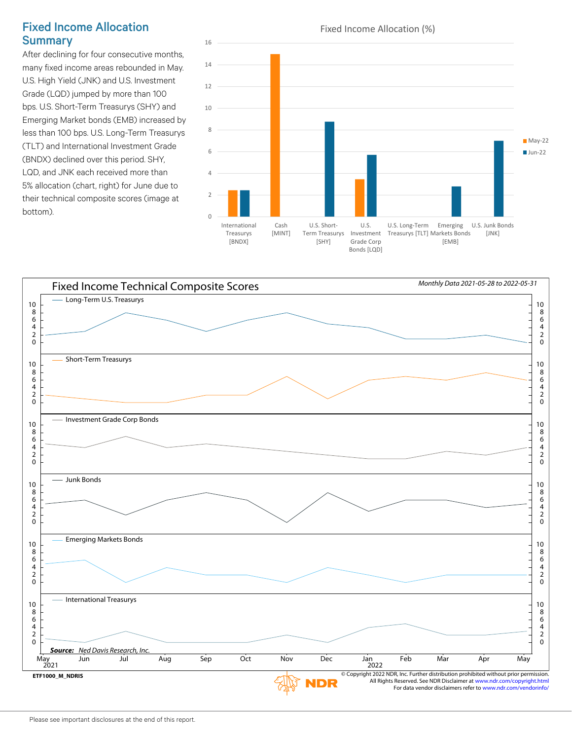## Fixed Income Allocation Summary

After declining for four consecutive months, many fixed income areas rebounded in May. U.S. High Yield (JNK) and U.S. Investment Grade (LQD) jumped by more than 100 bps. U.S. Short-Term Treasurys (SHY) and Emerging Market bonds (EMB) increased by less than 100 bps. U.S. Long-Term Treasurys (TLT) and International Investment Grade (BNDX) declined over this period. SHY, LQD, and JNK each received more than 5% allocation (chart, right) for June due to their technical composite scores (image at bottom).

**Fixed Income Allocation (%)**

| | May-22 | Jun-22 |
|---|---|---|
| International Treasurys [BNDX] | 2.4 | 2.4 |
| Cash [MINT] | 15 | |
| U.S. Short-Term Treasurys [SHY] | | 8.7 |
| U.S. Investment Grade Corp Bonds [LQD] | 3.4 | 5.7 |
| U.S. Long-Term Treasurys [TLT] | | |
| Emerging Markets Bonds [EMB] | | 2.8 |
| U.S. Junk Bonds [JNK] | | 7 |

**Fixed Income Technical Composite Scores**

*Monthly Data 2021-05-28 to 2022-05-31*

| | May 2021 | Jun | Jul | Aug | Sep | Oct | Nov | Dec | Jan 2022 | Feb | Mar | Apr | May |
|---|---|---|---|---|---|---|---|---|---|---|---|---|---|
| Long-Term U.S. Treasurys | 2 | 3 | 8 | 6 | 3 | 6 | 8 | 5 | 4 | 1 | 1 | 2 | 0 |
| Short-Term Treasurys | 2 | 1 | 0 | 0 | 2 | 2 | 7 | 1 | 6 | 7 | 6 | 8 | 6 |
| Investment Grade Corp Bonds | 5 | 4 | 7 | 4 | 5 | 4 | 3 | 2 | 1 | 1 | 3 | 2 | 4 |
| Junk Bonds | 5 | 6 | 2 | 6 | 8 | 6 | 0 | 8 | 3 | 6 | 6 | 4 | 5 |
| Emerging Markets Bonds | 5 | 6 | 0 | 4 | 2 | 2 | 0 | 4 | 2 | 0 | 2 | 2 | 2 |
| International Treasurys | 1 | 0 | 3 | 0 | 0 | 0 | 2 | 0 | 4 | 5 | 2 | 2 | 3 |

***Source:*** *Ned Davis Research, Inc.*

ETF1000_M_NDRIS

© Copyright 2022 NDR, Inc. Further distribution prohibited without prior permission. All Rights Reserved. See NDR Disclaimer at www.ndr.com/copyright.html For data vendor disclaimers refer to www.ndr.com/vendorinfo/

Please see important disclosures at the end of this report.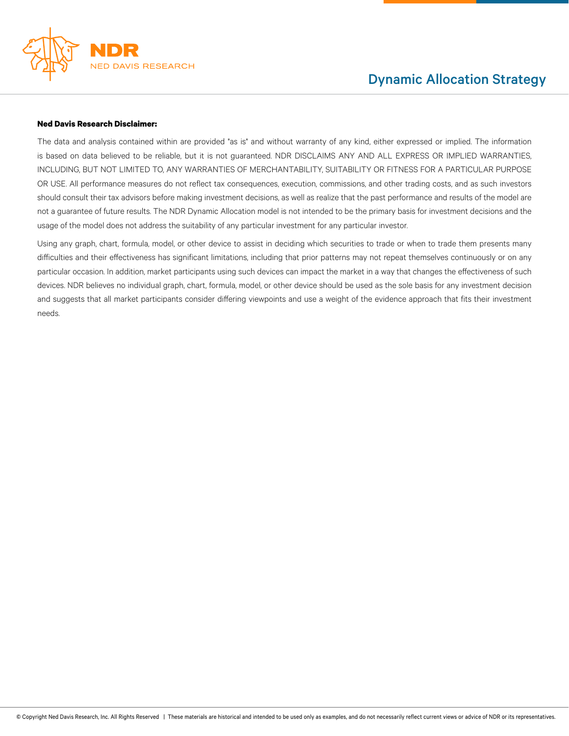**Ned Davis Research Disclaimer:**

The data and analysis contained within are provided "as is" and without warranty of any kind, either expressed or implied. The information is based on data believed to be reliable, but it is not guaranteed. NDR DISCLAIMS ANY AND ALL EXPRESS OR IMPLIED WARRANTIES, INCLUDING, BUT NOT LIMITED TO, ANY WARRANTIES OF MERCHANTABILITY, SUITABILITY OR FITNESS FOR A PARTICULAR PURPOSE OR USE. All performance measures do not reflect tax consequences, execution, commissions, and other trading costs, and as such investors should consult their tax advisors before making investment decisions, as well as realize that the past performance and results of the model are not a guarantee of future results. The NDR Dynamic Allocation model is not intended to be the primary basis for investment decisions and the usage of the model does not address the suitability of any particular investment for any particular investor.

Using any graph, chart, formula, model, or other device to assist in deciding which securities to trade or when to trade them presents many difficulties and their effectiveness has significant limitations, including that prior patterns may not repeat themselves continuously or on any particular occasion. In addition, market participants using such devices can impact the market in a way that changes the effectiveness of such devices. NDR believes no individual graph, chart, formula, model, or other device should be used as the sole basis for any investment decision and suggests that all market participants consider differing viewpoints and use a weight of the evidence approach that fits their investment needs.